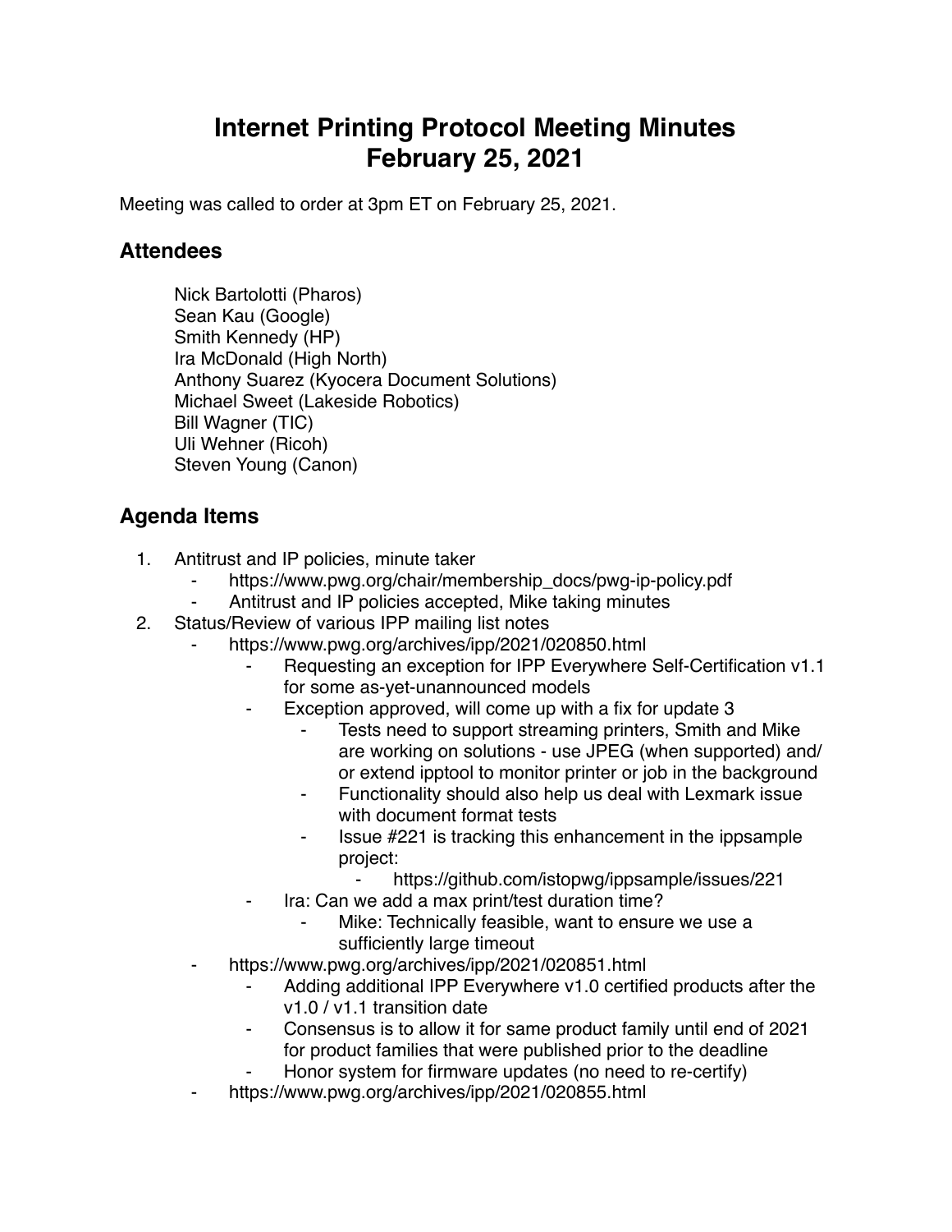# Internet Printing Protocol Meeting Minutes February 25, 2021

Meeting was called to order at 3pm ET on February 25, 2021.

## Attendees

Nick Bartolotti (Pharos)
Sean Kau (Google)
Smith Kennedy (HP)
Ira McDonald (High North)
Anthony Suarez (Kyocera Document Solutions)
Michael Sweet (Lakeside Robotics)
Bill Wagner (TIC)
Uli Wehner (Ricoh)
Steven Young (Canon)

## Agenda Items

1. Antitrust and IP policies, minute taker
    - https://www.pwg.org/chair/membership_docs/pwg-ip-policy.pdf
    - Antitrust and IP policies accepted, Mike taking minutes
2. Status/Review of various IPP mailing list notes
    - https://www.pwg.org/archives/ipp/2021/020850.html
        - Requesting an exception for IPP Everywhere Self-Certification v1.1 for some as-yet-unannounced models
        - Exception approved, will come up with a fix for update 3
            - Tests need to support streaming printers, Smith and Mike are working on solutions - use JPEG (when supported) and/or extend ipptool to monitor printer or job in the background
            - Functionality should also help us deal with Lexmark issue with document format tests
            - Issue #221 is tracking this enhancement in the ippsample project:
                - https://github.com/istopwg/ippsample/issues/221
        - Ira: Can we add a max print/test duration time?
            - Mike: Technically feasible, want to ensure we use a sufficiently large timeout
    - https://www.pwg.org/archives/ipp/2021/020851.html
        - Adding additional IPP Everywhere v1.0 certified products after the v1.0 / v1.1 transition date
        - Consensus is to allow it for same product family until end of 2021 for product families that were published prior to the deadline
        - Honor system for firmware updates (no need to re-certify)
    - https://www.pwg.org/archives/ipp/2021/020855.html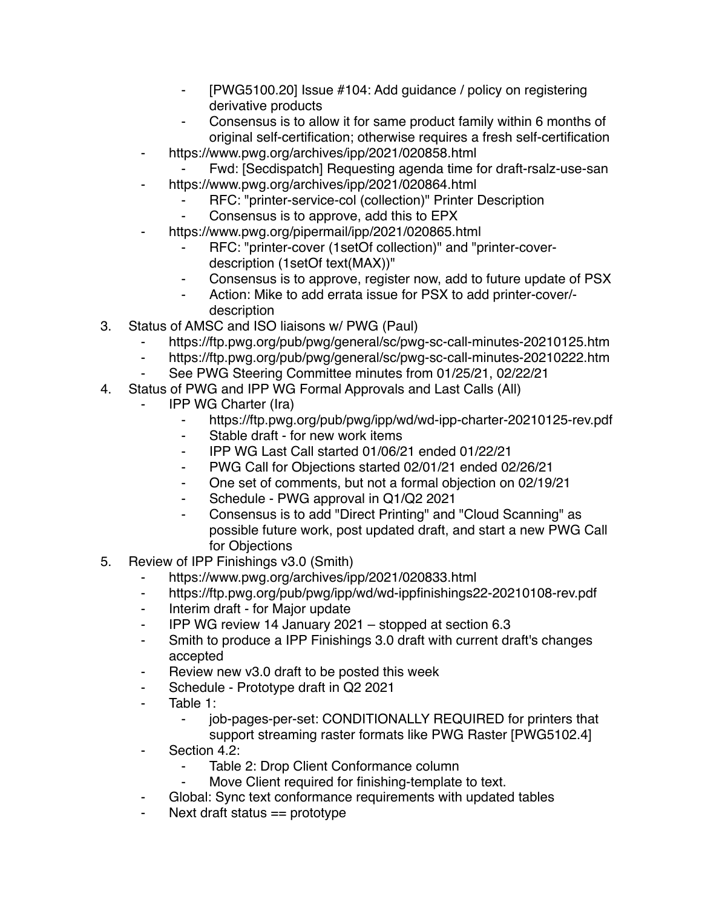- [PWG5100.20] Issue #104: Add guidance / policy on registering derivative products
        - Consensus is to allow it for same product family within 6 months of original self-certification; otherwise requires a fresh self-certification
    - https://www.pwg.org/archives/ipp/2021/020858.html
        - Fwd: [Secdispatch] Requesting agenda time for draft-rsalz-use-san
    - https://www.pwg.org/archives/ipp/2021/020864.html
        - RFC: "printer-service-col (collection)" Printer Description
        - Consensus is to approve, add this to EPX
    - https://www.pwg.org/pipermail/ipp/2021/020865.html
        - RFC: "printer-cover (1setOf collection)" and "printer-cover-description (1setOf text(MAX))"
        - Consensus is to approve, register now, add to future update of PSX
        - Action: Mike to add errata issue for PSX to add printer-cover/-description

3. Status of AMSC and ISO liaisons w/ PWG (Paul)
    - https://ftp.pwg.org/pub/pwg/general/sc/pwg-sc-call-minutes-20210125.htm
    - https://ftp.pwg.org/pub/pwg/general/sc/pwg-sc-call-minutes-20210222.htm
    - See PWG Steering Committee minutes from 01/25/21, 02/22/21
4. Status of PWG and IPP WG Formal Approvals and Last Calls (All)
    - IPP WG Charter (Ira)
        - https://ftp.pwg.org/pub/pwg/ipp/wd/wd-ipp-charter-20210125-rev.pdf
        - Stable draft - for new work items
        - IPP WG Last Call started 01/06/21 ended 01/22/21
        - PWG Call for Objections started 02/01/21 ended 02/26/21
        - One set of comments, but not a formal objection on 02/19/21
        - Schedule - PWG approval in Q1/Q2 2021
        - Consensus is to add "Direct Printing" and "Cloud Scanning" as possible future work, post updated draft, and start a new PWG Call for Objections
5. Review of IPP Finishings v3.0 (Smith)
    - https://www.pwg.org/archives/ipp/2021/020833.html
    - https://ftp.pwg.org/pub/pwg/ipp/wd/wd-ippfinishings22-20210108-rev.pdf
    - Interim draft - for Major update
    - IPP WG review 14 January 2021 – stopped at section 6.3
    - Smith to produce a IPP Finishings 3.0 draft with current draft's changes accepted
    - Review new v3.0 draft to be posted this week
    - Schedule - Prototype draft in Q2 2021
    - Table 1:
        - job-pages-per-set: CONDITIONALLY REQUIRED for printers that support streaming raster formats like PWG Raster [PWG5102.4]
    - Section 4.2:
        - Table 2: Drop Client Conformance column
        - Move Client required for finishing-template to text.
    - Global: Sync text conformance requirements with updated tables
    - Next draft status == prototype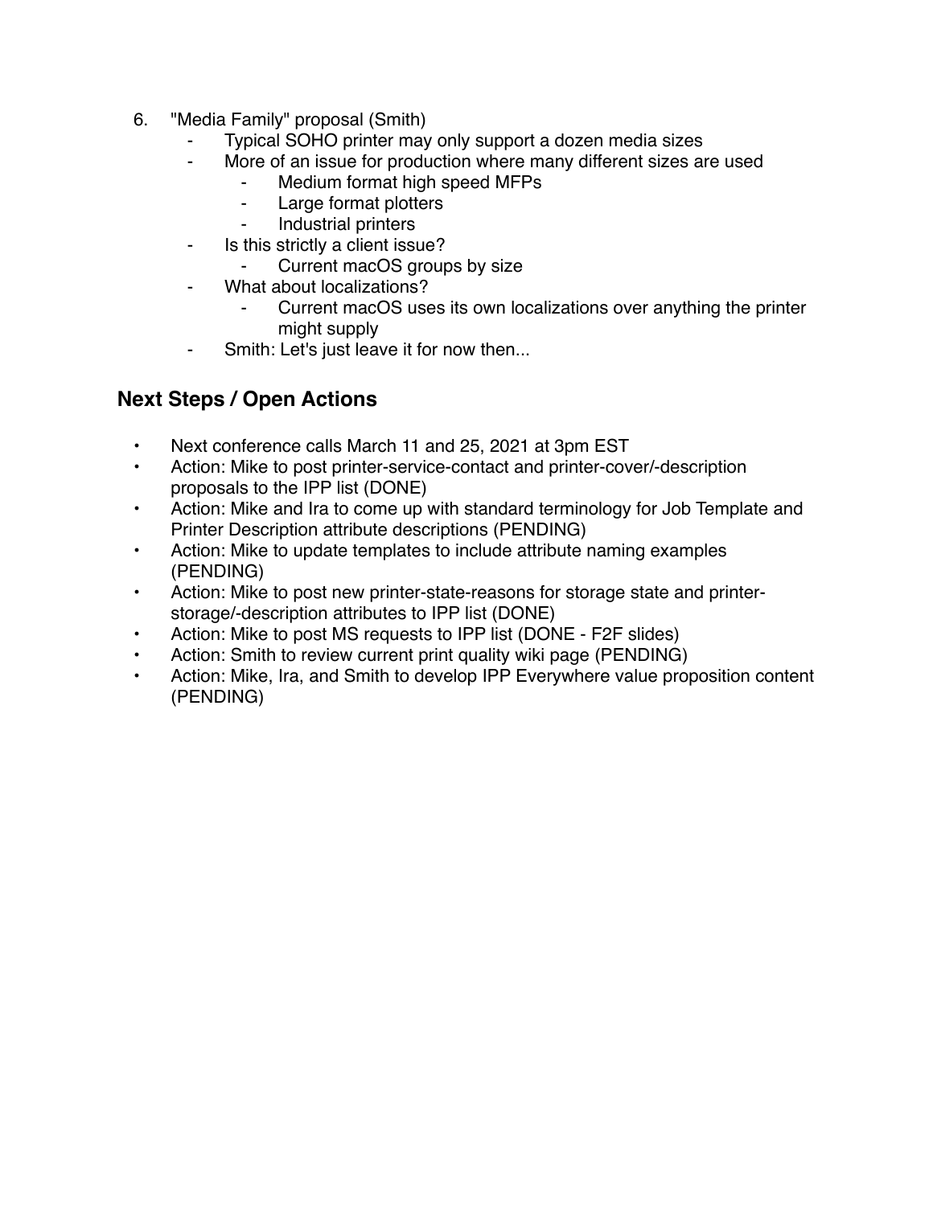6. "Media Family" proposal (Smith)
    - Typical SOHO printer may only support a dozen media sizes
    - More of an issue for production where many different sizes are used
        - Medium format high speed MFPs
        - Large format plotters
        - Industrial printers
    - Is this strictly a client issue?
        - Current macOS groups by size
    - What about localizations?
        - Current macOS uses its own localizations over anything the printer might supply
    - Smith: Let's just leave it for now then...

## Next Steps / Open Actions

- Next conference calls March 11 and 25, 2021 at 3pm EST
- Action: Mike to post printer-service-contact and printer-cover/-description proposals to the IPP list (DONE)
- Action: Mike and Ira to come up with standard terminology for Job Template and Printer Description attribute descriptions (PENDING)
- Action: Mike to update templates to include attribute naming examples (PENDING)
- Action: Mike to post new printer-state-reasons for storage state and printer-storage/-description attributes to IPP list (DONE)
- Action: Mike to post MS requests to IPP list (DONE - F2F slides)
- Action: Smith to review current print quality wiki page (PENDING)
- Action: Mike, Ira, and Smith to develop IPP Everywhere value proposition content (PENDING)